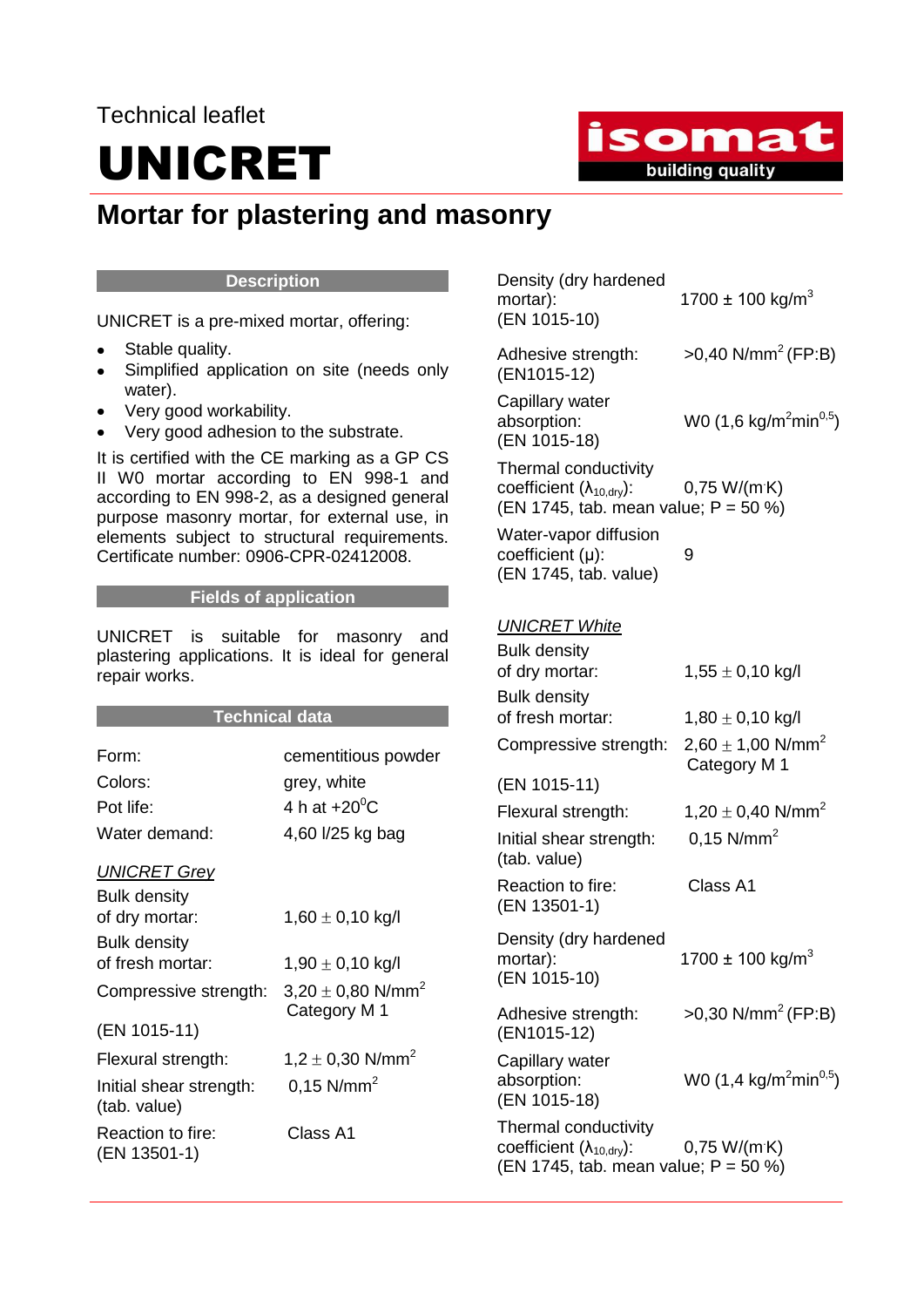Technical leaflet

# UNICRET

## Mortar for plastering and masonry

### Description

UNICRET is a pre-mixed mortar, offering:

- Stable quality.
- Simplified application on site (needs only water).
- Very good workability.
- Very good adhesion to the substrate.

It is certified with the CE marking as a GP CS II W0 mortar according to EN 998-1 and according to EN 998-2, as a designed general purpose masonry mortar, for external use, in elements subject to structural requirements. Certificate number: 0906-CPR-02412008.

### Fields of application

UNICRET is suitable for masonry and plastering applications. It is ideal for general repair works.

### Technical data

| | |
|---|---|
| Form: | cementitious powder |
| Colors: | grey, white |
| Pot life: | 4 h at +20$^0$C |
| Water demand: | 4,60 l/25 kg bag |

*UNICRET Grey*

| | |
|---|---|
| Bulk density of dry mortar: | 1,60 ± 0,10 kg/l |
| Bulk density of fresh mortar: | 1,90 ± 0,10 kg/l |
| Compressive strength: (EN 1015-11) | 3,20 ± 0,80 N/mm$^2$ Category M 1 |
| Flexural strength: | 1,2 ± 0,30 N/mm$^2$ |
| Initial shear strength: (tab. value) | 0,15 N/mm$^2$ |
| Reaction to fire: (EN 13501-1) | Class A1 |
| Density (dry hardened mortar): (EN 1015-10) | 1700 ± 100 kg/m$^3$ |
| Adhesive strength: (EN1015-12) | >0,40 N/mm$^2$ (FP:B) |
| Capillary water absorption: (EN 1015-18) | W0 (1,6 kg/m$^2$min$^{0,5}$) |
| Thermal conductivity coefficient ($\lambda_{10,dry}$): (EN 1745, tab. mean value; P = 50 %) | 0,75 W/(m·K) |
| Water-vapor diffusion coefficient (μ): (EN 1745, tab. value) | 9 |

*UNICRET White*

| | |
|---|---|
| Bulk density of dry mortar: | 1,55 ± 0,10 kg/l |
| Bulk density of fresh mortar: | 1,80 ± 0,10 kg/l |
| Compressive strength: (EN 1015-11) | 2,60 ± 1,00 N/mm$^2$ Category M 1 |
| Flexural strength: | 1,20 ± 0,40 N/mm$^2$ |
| Initial shear strength: (tab. value) | 0,15 N/mm$^2$ |
| Reaction to fire: (EN 13501-1) | Class A1 |
| Density (dry hardened mortar): (EN 1015-10) | 1700 ± 100 kg/m$^3$ |
| Adhesive strength: (EN1015-12) | >0,30 N/mm$^2$ (FP:B) |
| Capillary water absorption: (EN 1015-18) | W0 (1,4 kg/m$^2$min$^{0,5}$) |
| Thermal conductivity coefficient ($\lambda_{10,dry}$): (EN 1745, tab. mean value; P = 50 %) | 0,75 W/(m·K) |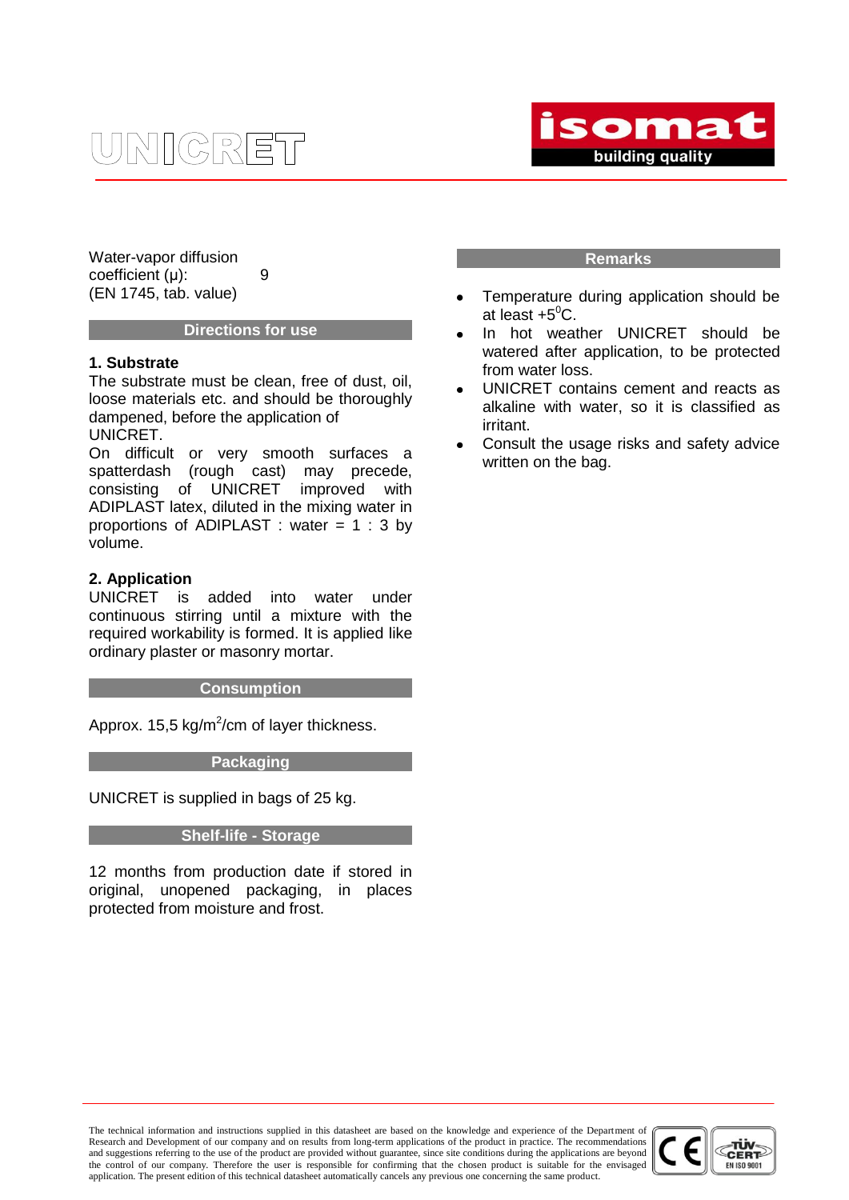Water-vapor diffusion coefficient (μ): 9
(EN 1745, tab. value)

## Directions for use

### 1. Substrate

The substrate must be clean, free of dust, oil, loose materials etc. and should be thoroughly dampened, before the application of UNICRET.

On difficult or very smooth surfaces a spatterdash (rough cast) may precede, consisting of UNICRET improved with ADIPLAST latex, diluted in the mixing water in proportions of ADIPLAST : water = 1 : 3 by volume.

### 2. Application

UNICRET is added into water under continuous stirring until a mixture with the required workability is formed. It is applied like ordinary plaster or masonry mortar.

## Consumption

Approx. 15,5 kg/m$^2$/cm of layer thickness.

## Packaging

UNICRET is supplied in bags of 25 kg.

## Shelf-life - Storage

12 months from production date if stored in original, unopened packaging, in places protected from moisture and frost.

## Remarks

- Temperature during application should be at least +5$^0$C.
- In hot weather UNICRET should be watered after application, to be protected from water loss.
- UNICRET contains cement and reacts as alkaline with water, so it is classified as irritant.
- Consult the usage risks and safety advice written on the bag.

The technical information and instructions supplied in this datasheet are based on the knowledge and experience of the Department of Research and Development of our company and on results from long-term applications of the product in practice. The recommendations and suggestions referring to the use of the product are provided without guarantee, since site conditions during the applications are beyond the control of our company. Therefore the user is responsible for confirming that the chosen product is suitable for the envisaged application. The present edition of this technical datasheet automatically cancels any previous one concerning the same product.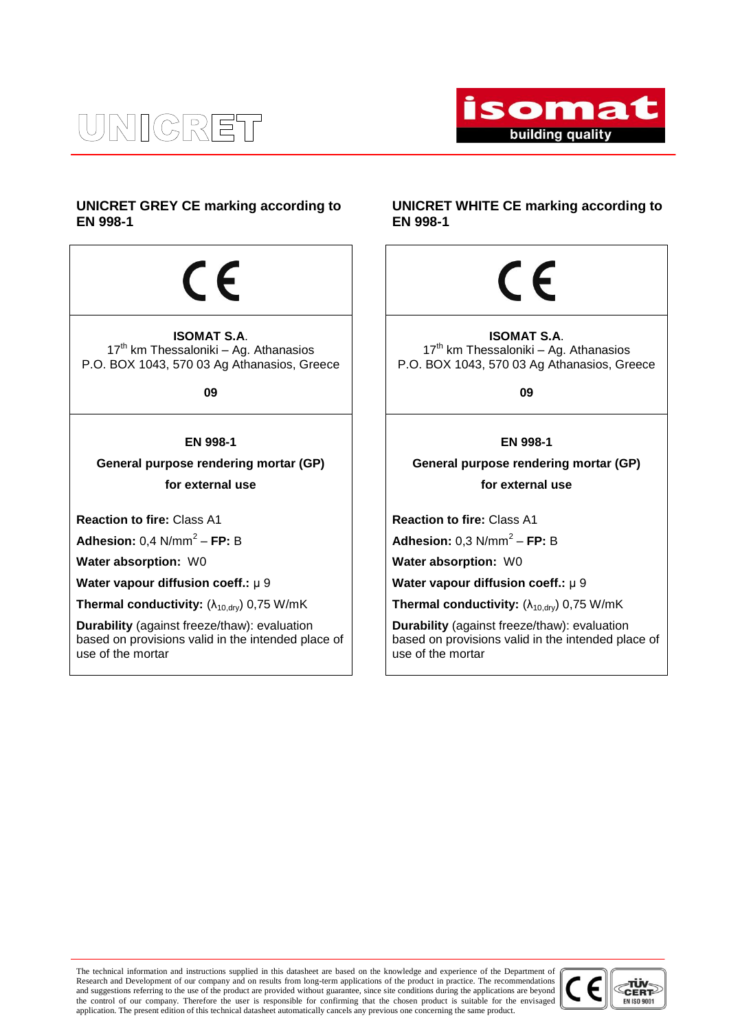## UNICRET GREY CE marking according to EN 998-1

CE

**ISOMAT S.A**.
17th km Thessaloniki – Ag. Athanasios
P.O. BOX 1043, 570 03 Ag Athanasios, Greece

**09**

**EN 998-1**

**General purpose rendering mortar (GP)**

**for external use**

**Reaction to fire:** Class A1

**Adhesion:** 0,4 N/mm$^2$ – **FP:** B

**Water absorption:** W0

**Water vapour diffusion coeff.:** μ 9

**Thermal conductivity:** ($\lambda_{10,dry}$) 0,75 W/mK

**Durability** (against freeze/thaw): evaluation based on provisions valid in the intended place of use of the mortar

## UNICRET WHITE CE marking according to EN 998-1

CE

**ISOMAT S.A**.
17th km Thessaloniki – Ag. Athanasios
P.O. BOX 1043, 570 03 Ag Athanasios, Greece

**09**

**EN 998-1**

**General purpose rendering mortar (GP)**

**for external use**

**Reaction to fire:** Class A1

**Adhesion:** 0,3 N/mm$^2$ – **FP:** B

**Water absorption:** W0

**Water vapour diffusion coeff.:** μ 9

**Thermal conductivity:** ($\lambda_{10,dry}$) 0,75 W/mK

**Durability** (against freeze/thaw): evaluation based on provisions valid in the intended place of use of the mortar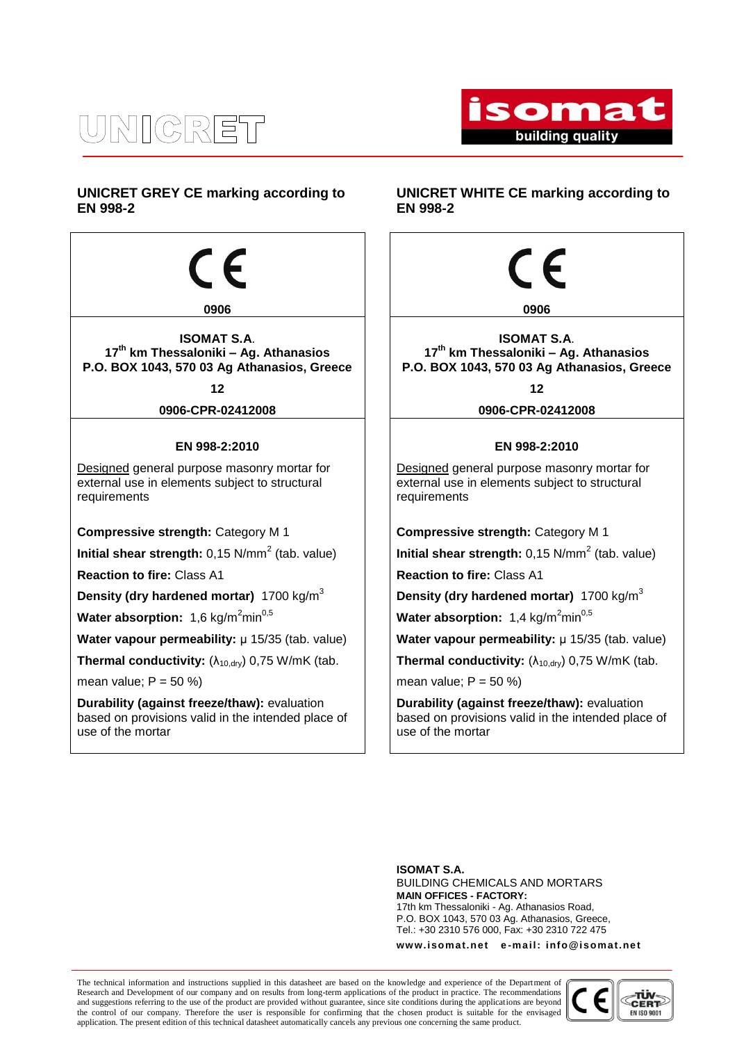UNICRET

## UNICRET GREY CE marking according to EN 998-2

CE

**0906**

**ISOMAT S.A.**
**17th km Thessaloniki – Ag. Athanasios**
**P.O. BOX 1043, 570 03 Ag Athanasios, Greece**

**12**

**0906-CPR-02412008**

**EN 998-2:2010**

Designed general purpose masonry mortar for external use in elements subject to structural requirements

**Compressive strength:** Category M 1

**Initial shear strength:** 0,15 N/mm$^2$ (tab. value)

**Reaction to fire:** Class A1

**Density (dry hardened mortar)** 1700 kg/m$^3$

**Water absorption:** 1,6 kg/m$^2$min$^{0,5}$

**Water vapour permeability:** μ 15/35 (tab. value)

**Thermal conductivity:** ($\lambda_{10,dry}$) 0,75 W/mK (tab. mean value; P = 50 %)

**Durability (against freeze/thaw):** evaluation based on provisions valid in the intended place of use of the mortar

## UNICRET WHITE CE marking according to EN 998-2

CE

**0906**

**ISOMAT S.A.**
**17th km Thessaloniki – Ag. Athanasios**
**P.O. BOX 1043, 570 03 Ag Athanasios, Greece**

**12**

**0906-CPR-02412008**

**EN 998-2:2010**

Designed general purpose masonry mortar for external use in elements subject to structural requirements

**Compressive strength:** Category M 1

**Initial shear strength:** 0,15 N/mm$^2$ (tab. value)

**Reaction to fire:** Class A1

**Density (dry hardened mortar)** 1700 kg/m$^3$

**Water absorption:** 1,4 kg/m$^2$min$^{0,5}$

**Water vapour permeability:** μ 15/35 (tab. value)

**Thermal conductivity:** ($\lambda_{10,dry}$) 0,75 W/mK (tab. mean value; P = 50 %)

**Durability (against freeze/thaw):** evaluation based on provisions valid in the intended place of use of the mortar

**ISOMAT S.A.**
BUILDING CHEMICALS AND MORTARS
**MAIN OFFICES - FACTORY:**
17th km Thessaloniki - Ag. Athanasios Road,
P.O. BOX 1043, 570 03 Ag. Athanasios, Greece,
Tel.: +30 2310 576 000, Fax: +30 2310 722 475
**www.isomat.net e-mail: info@isomat.net**

The technical information and instructions supplied in this datasheet are based on the knowledge and experience of the Department of Research and Development of our company and on results from long-term applications of the product in practice. The recommendations and suggestions referring to the use of the product are provided without guarantee, since site conditions during the applications are beyond the control of our company. Therefore the user is responsible for confirming that the chosen product is suitable for the envisaged application. The present edition of this technical datasheet automatically cancels any previous one concerning the same product.